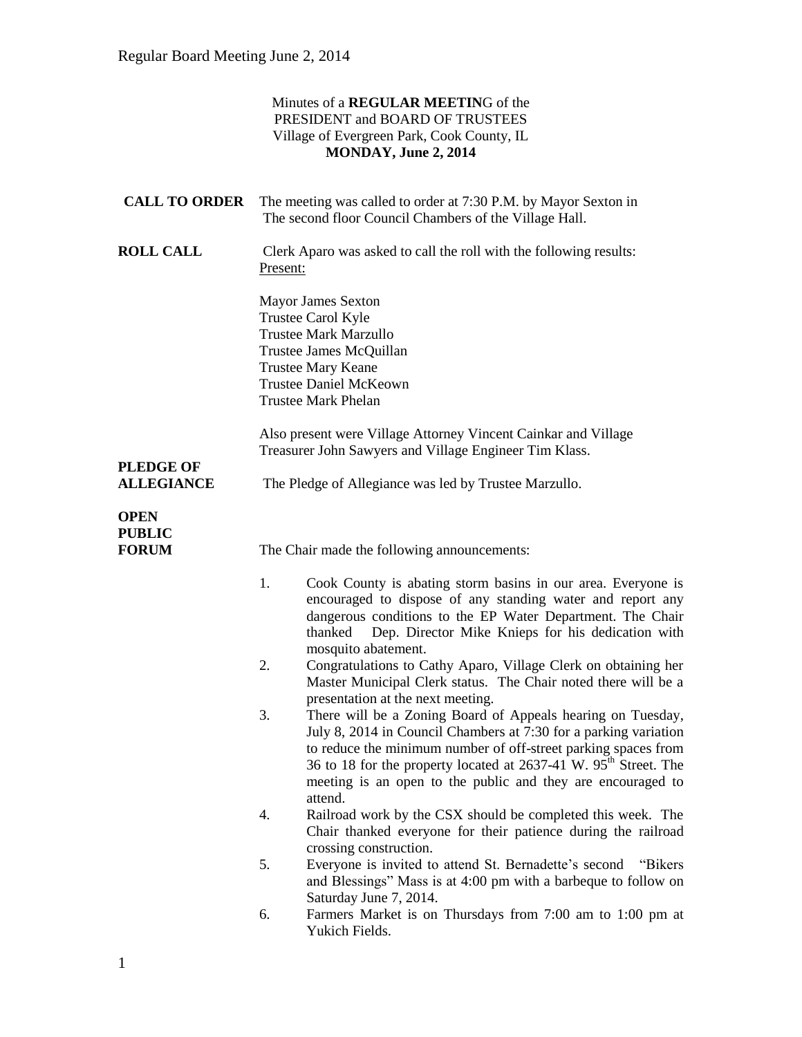Minutes of a **REGULAR MEETIN**G of the
PRESIDENT and BOARD OF TRUSTEES
Village of Evergreen Park, Cook County, IL
**MONDAY, June 2, 2014**

**CALL TO ORDER** The meeting was called to order at 7:30 P.M. by Mayor Sexton in The second floor Council Chambers of the Village Hall.

**ROLL CALL** Clerk Aparo was asked to call the roll with the following results:
Present:

Mayor James Sexton
Trustee Carol Kyle
Trustee Mark Marzullo
Trustee James McQuillan
Trustee Mary Keane
Trustee Daniel McKeown
Trustee Mark Phelan

Also present were Village Attorney Vincent Cainkar and Village Treasurer John Sawyers and Village Engineer Tim Klass.

**PLEDGE OF ALLEGIANCE** The Pledge of Allegiance was led by Trustee Marzullo.

**OPEN PUBLIC FORUM** The Chair made the following announcements:

1. Cook County is abating storm basins in our area. Everyone is encouraged to dispose of any standing water and report any dangerous conditions to the EP Water Department. The Chair thanked Dep. Director Mike Knieps for his dedication with mosquito abatement.
2. Congratulations to Cathy Aparo, Village Clerk on obtaining her Master Municipal Clerk status. The Chair noted there will be a presentation at the next meeting.
3. There will be a Zoning Board of Appeals hearing on Tuesday, July 8, 2014 in Council Chambers at 7:30 for a parking variation to reduce the minimum number of off-street parking spaces from 36 to 18 for the property located at 2637-41 W. 95th Street. The meeting is an open to the public and they are encouraged to attend.
4. Railroad work by the CSX should be completed this week. The Chair thanked everyone for their patience during the railroad crossing construction.
5. Everyone is invited to attend St. Bernadette's second "Bikers and Blessings" Mass is at 4:00 pm with a barbeque to follow on Saturday June 7, 2014.
6. Farmers Market is on Thursdays from 7:00 am to 1:00 pm at Yukich Fields.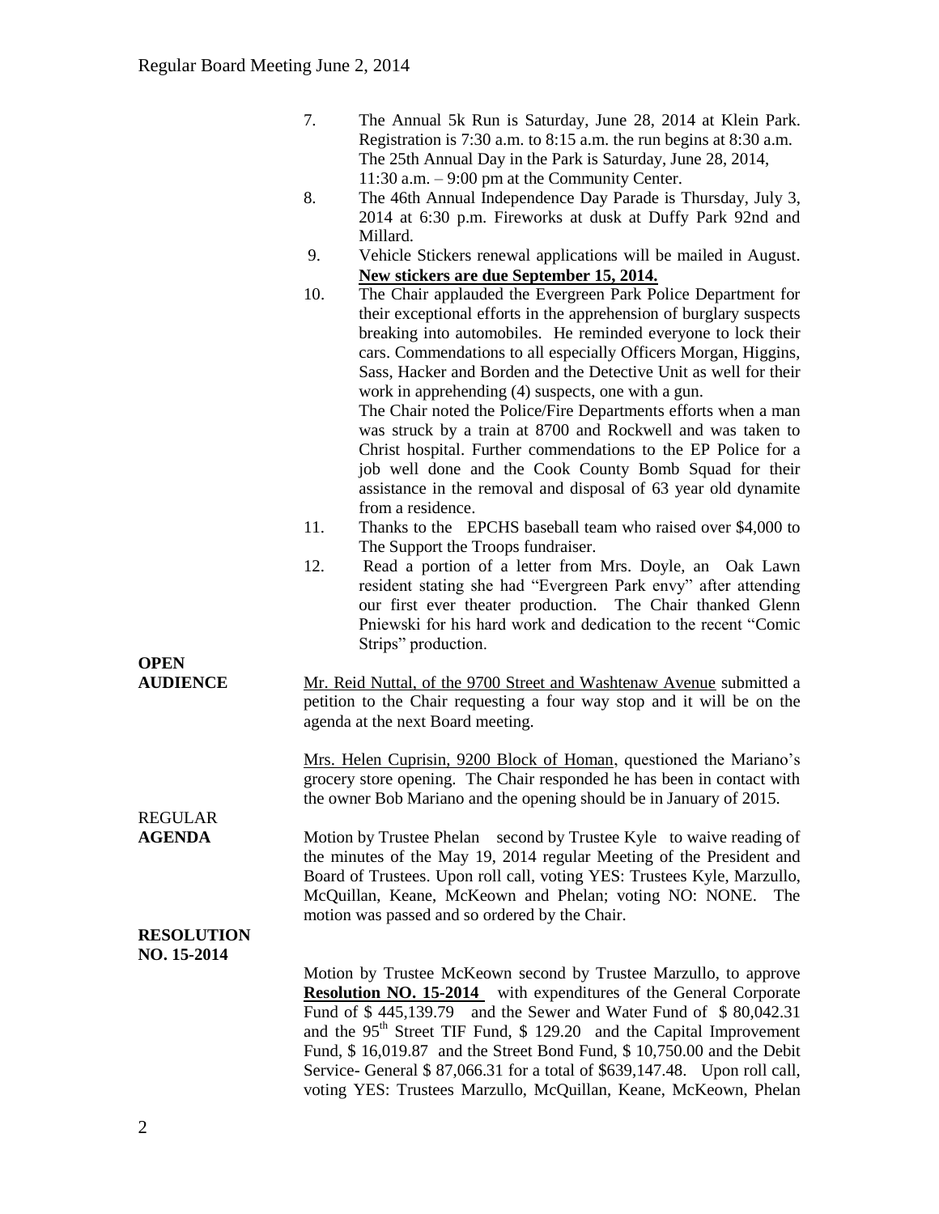7. The Annual 5k Run is Saturday, June 28, 2014 at Klein Park. Registration is 7:30 a.m. to 8:15 a.m. the run begins at 8:30 a.m. The 25th Annual Day in the Park is Saturday, June 28, 2014, 11:30 a.m. – 9:00 pm at the Community Center.
8. The 46th Annual Independence Day Parade is Thursday, July 3, 2014 at 6:30 p.m. Fireworks at dusk at Duffy Park 92nd and Millard.
9. Vehicle Stickers renewal applications will be mailed in August. **New stickers are due September 15, 2014.**
10. The Chair applauded the Evergreen Park Police Department for their exceptional efforts in the apprehension of burglary suspects breaking into automobiles. He reminded everyone to lock their cars. Commendations to all especially Officers Morgan, Higgins, Sass, Hacker and Borden and the Detective Unit as well for their work in apprehending (4) suspects, one with a gun.
    The Chair noted the Police/Fire Departments efforts when a man was struck by a train at 8700 and Rockwell and was taken to Christ hospital. Further commendations to the EP Police for a job well done and the Cook County Bomb Squad for their assistance in the removal and disposal of 63 year old dynamite from a residence.
11. Thanks to the EPCHS baseball team who raised over $4,000 to The Support the Troops fundraiser.
12. Read a portion of a letter from Mrs. Doyle, an Oak Lawn resident stating she had "Evergreen Park envy" after attending our first ever theater production. The Chair thanked Glenn Pniewski for his hard work and dedication to the recent "Comic Strips" production.

**OPEN AUDIENCE**

Mr. Reid Nuttal, of the 9700 Street and Washtenaw Avenue submitted a petition to the Chair requesting a four way stop and it will be on the agenda at the next Board meeting.

Mrs. Helen Cuprisin, 9200 Block of Homan, questioned the Mariano's grocery store opening. The Chair responded he has been in contact with the owner Bob Mariano and the opening should be in January of 2015.

REGULAR **AGENDA**

Motion by Trustee Phelan second by Trustee Kyle to waive reading of the minutes of the May 19, 2014 regular Meeting of the President and Board of Trustees. Upon roll call, voting YES: Trustees Kyle, Marzullo, McQuillan, Keane, McKeown and Phelan; voting NO: NONE. The motion was passed and so ordered by the Chair.

**RESOLUTION NO. 15-2014**

Motion by Trustee McKeown second by Trustee Marzullo, to approve **Resolution NO. 15-2014** with expenditures of the General Corporate Fund of $ 445,139.79 and the Sewer and Water Fund of $ 80,042.31 and the 95th Street TIF Fund, $ 129.20 and the Capital Improvement Fund, $ 16,019.87 and the Street Bond Fund, $ 10,750.00 and the Debit Service- General $ 87,066.31 for a total of $639,147.48. Upon roll call, voting YES: Trustees Marzullo, McQuillan, Keane, McKeown, Phelan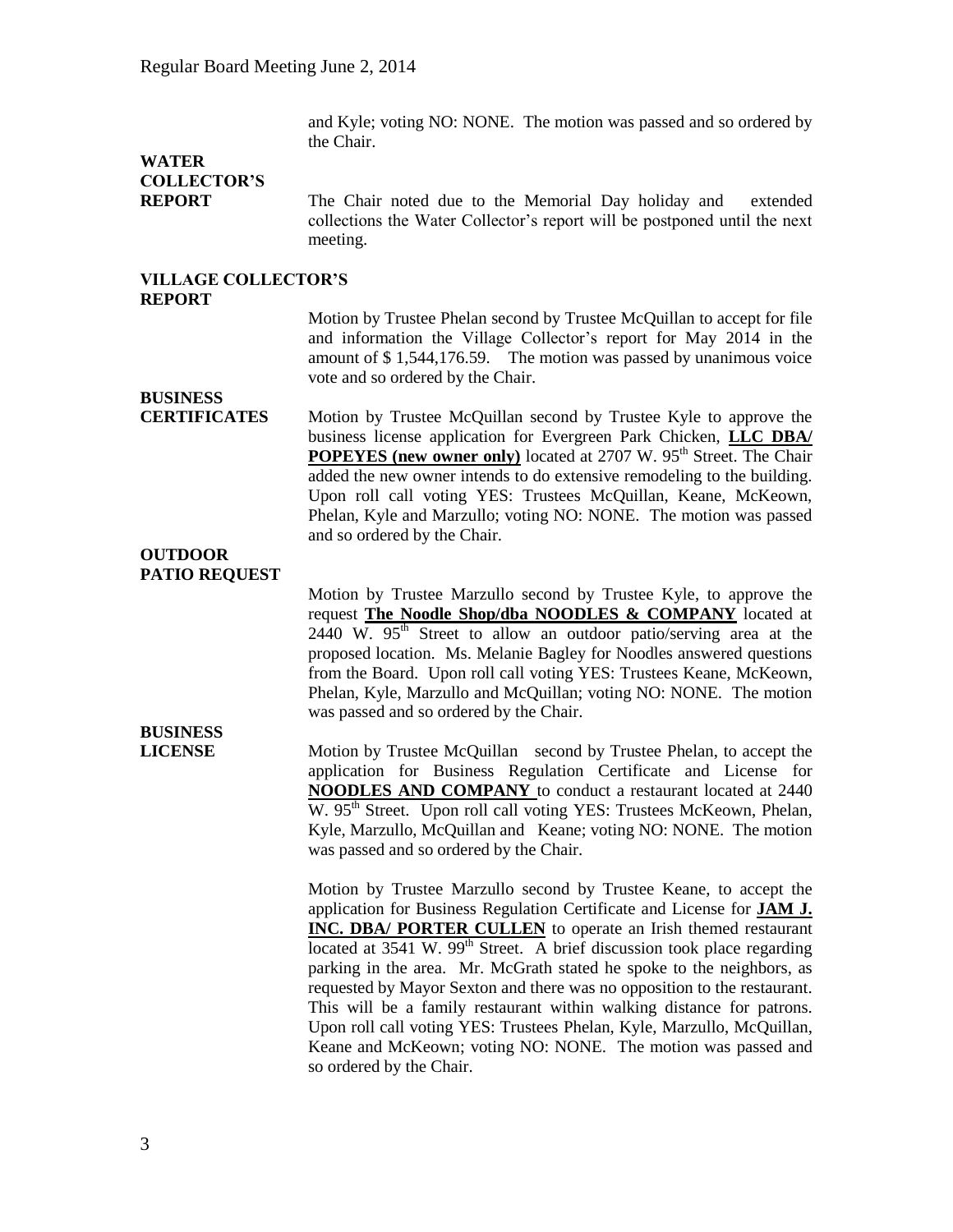and Kyle; voting NO: NONE. The motion was passed and so ordered by the Chair.

**WATER COLLECTOR'S REPORT**

The Chair noted due to the Memorial Day holiday and extended collections the Water Collector's report will be postponed until the next meeting.

**VILLAGE COLLECTOR'S REPORT**

Motion by Trustee Phelan second by Trustee McQuillan to accept for file and information the Village Collector's report for May 2014 in the amount of $ 1,544,176.59. The motion was passed by unanimous voice vote and so ordered by the Chair.

**BUSINESS CERTIFICATES**

Motion by Trustee McQuillan second by Trustee Kyle to approve the business license application for Evergreen Park Chicken, **LLC DBA/ POPEYES (new owner only)** located at 2707 W. 95th Street. The Chair added the new owner intends to do extensive remodeling to the building. Upon roll call voting YES: Trustees McQuillan, Keane, McKeown, Phelan, Kyle and Marzullo; voting NO: NONE. The motion was passed and so ordered by the Chair.

**OUTDOOR PATIO REQUEST**

Motion by Trustee Marzullo second by Trustee Kyle, to approve the request **The Noodle Shop/dba NOODLES & COMPANY** located at 2440 W. 95th Street to allow an outdoor patio/serving area at the proposed location. Ms. Melanie Bagley for Noodles answered questions from the Board. Upon roll call voting YES: Trustees Keane, McKeown, Phelan, Kyle, Marzullo and McQuillan; voting NO: NONE. The motion was passed and so ordered by the Chair.

**BUSINESS LICENSE**

Motion by Trustee McQuillan second by Trustee Phelan, to accept the application for Business Regulation Certificate and License for **NOODLES AND COMPANY** to conduct a restaurant located at 2440 W. 95th Street. Upon roll call voting YES: Trustees McKeown, Phelan, Kyle, Marzullo, McQuillan and Keane; voting NO: NONE. The motion was passed and so ordered by the Chair.

Motion by Trustee Marzullo second by Trustee Keane, to accept the application for Business Regulation Certificate and License for **JAM J. INC. DBA/ PORTER CULLEN** to operate an Irish themed restaurant located at 3541 W. 99th Street. A brief discussion took place regarding parking in the area. Mr. McGrath stated he spoke to the neighbors, as requested by Mayor Sexton and there was no opposition to the restaurant. This will be a family restaurant within walking distance for patrons. Upon roll call voting YES: Trustees Phelan, Kyle, Marzullo, McQuillan, Keane and McKeown; voting NO: NONE. The motion was passed and so ordered by the Chair.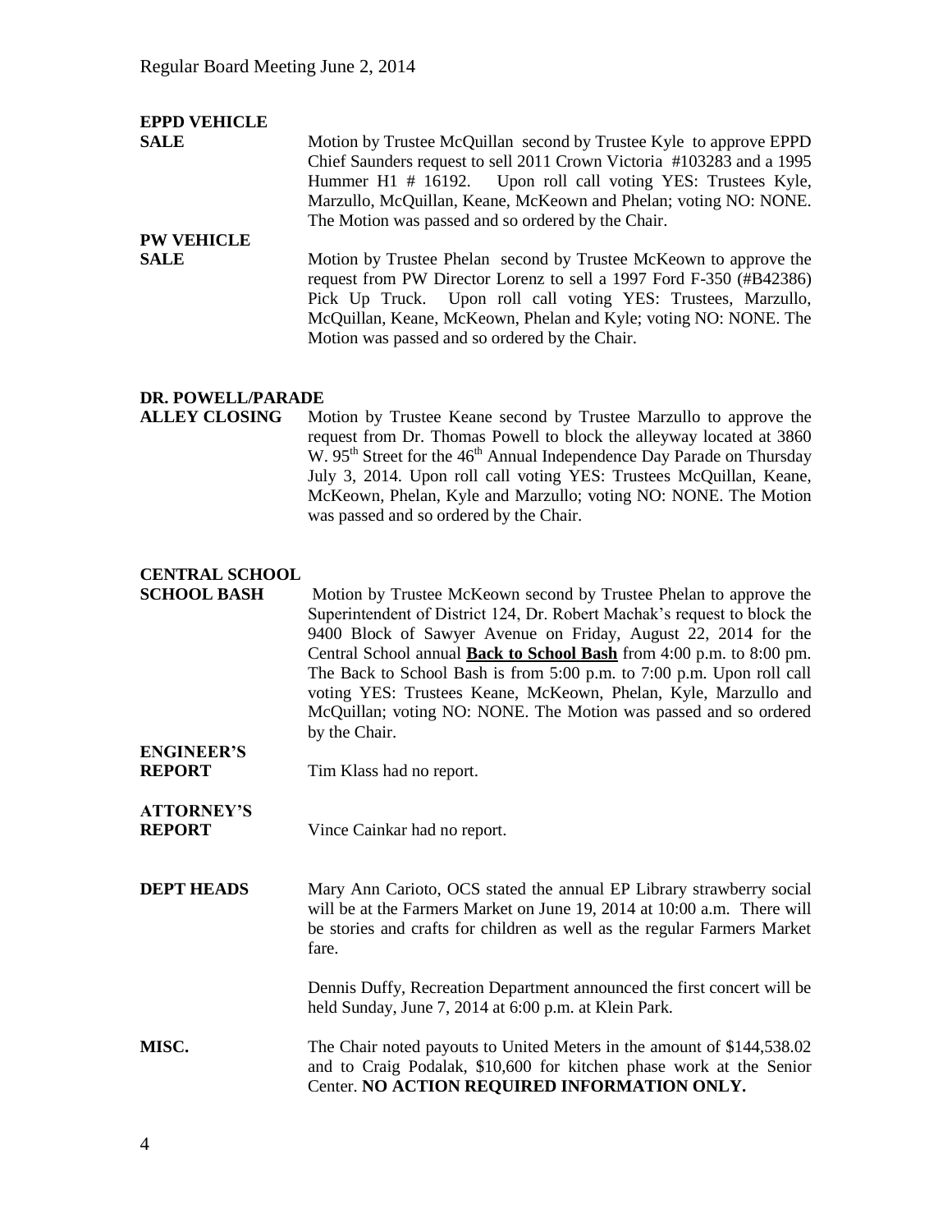**EPPD VEHICLE SALE**

Motion by Trustee McQuillan second by Trustee Kyle to approve EPPD Chief Saunders request to sell 2011 Crown Victoria #103283 and a 1995 Hummer H1 # 16192. Upon roll call voting YES: Trustees Kyle, Marzullo, McQuillan, Keane, McKeown and Phelan; voting NO: NONE. The Motion was passed and so ordered by the Chair.

**PW VEHICLE SALE**

Motion by Trustee Phelan second by Trustee McKeown to approve the request from PW Director Lorenz to sell a 1997 Ford F-350 (#B42386) Pick Up Truck. Upon roll call voting YES: Trustees, Marzullo, McQuillan, Keane, McKeown, Phelan and Kyle; voting NO: NONE. The Motion was passed and so ordered by the Chair.

**DR. POWELL/PARADE ALLEY CLOSING**

Motion by Trustee Keane second by Trustee Marzullo to approve the request from Dr. Thomas Powell to block the alleyway located at 3860 W. 95th Street for the 46th Annual Independence Day Parade on Thursday July 3, 2014. Upon roll call voting YES: Trustees McQuillan, Keane, McKeown, Phelan, Kyle and Marzullo; voting NO: NONE. The Motion was passed and so ordered by the Chair.

**CENTRAL SCHOOL SCHOOL BASH**

Motion by Trustee McKeown second by Trustee Phelan to approve the Superintendent of District 124, Dr. Robert Machak's request to block the 9400 Block of Sawyer Avenue on Friday, August 22, 2014 for the Central School annual **Back to School Bash** from 4:00 p.m. to 8:00 pm. The Back to School Bash is from 5:00 p.m. to 7:00 p.m. Upon roll call voting YES: Trustees Keane, McKeown, Phelan, Kyle, Marzullo and McQuillan; voting NO: NONE. The Motion was passed and so ordered by the Chair.

**ENGINEER'S REPORT**

Tim Klass had no report.

**ATTORNEY'S REPORT**

Vince Cainkar had no report.

**DEPT HEADS**

Mary Ann Carioto, OCS stated the annual EP Library strawberry social will be at the Farmers Market on June 19, 2014 at 10:00 a.m. There will be stories and crafts for children as well as the regular Farmers Market fare.

Dennis Duffy, Recreation Department announced the first concert will be held Sunday, June 7, 2014 at 6:00 p.m. at Klein Park.

**MISC.**

The Chair noted payouts to United Meters in the amount of $144,538.02 and to Craig Podalak, $10,600 for kitchen phase work at the Senior Center. **NO ACTION REQUIRED INFORMATION ONLY.**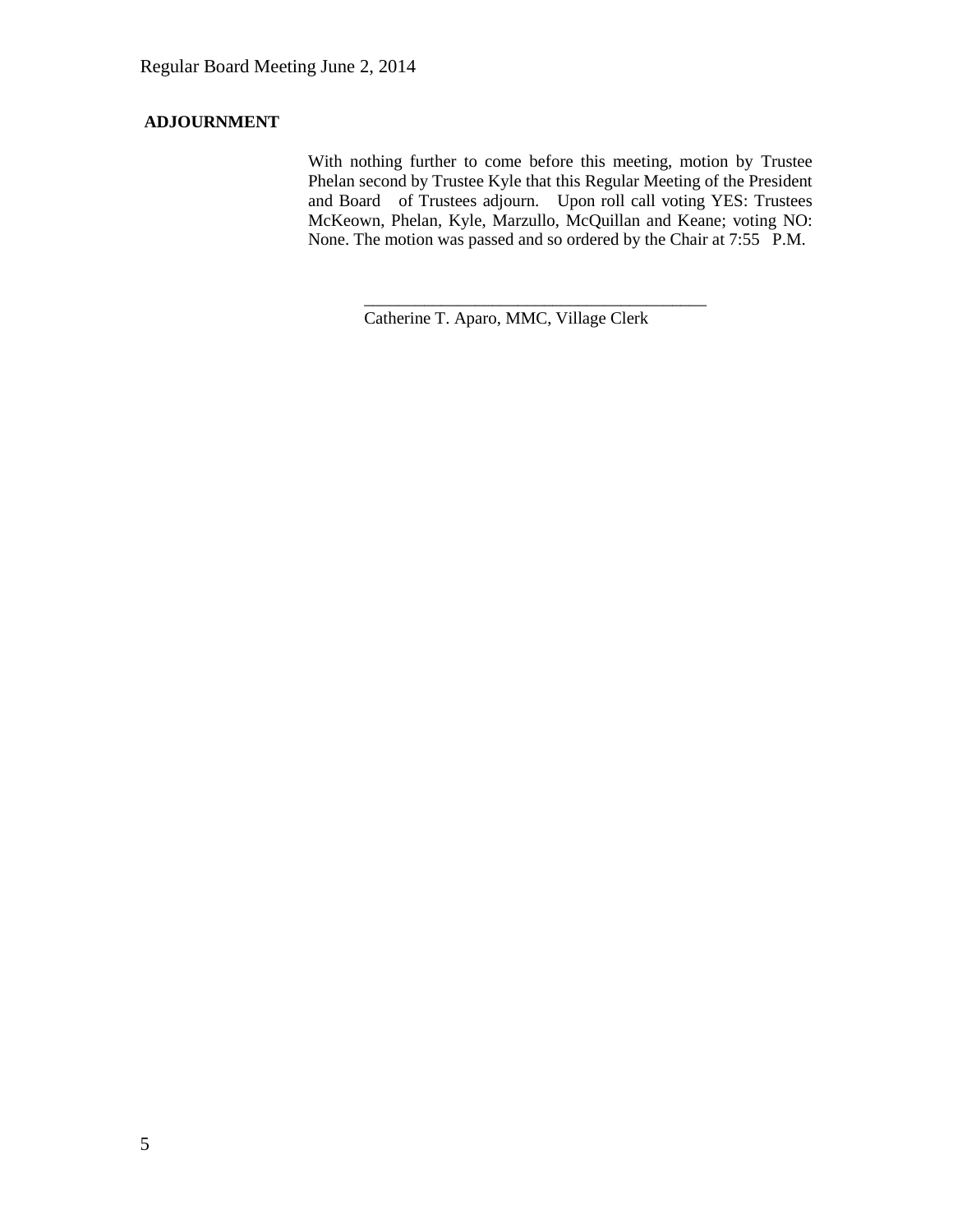**ADJOURNMENT**

With nothing further to come before this meeting, motion by Trustee Phelan second by Trustee Kyle that this Regular Meeting of the President and Board of Trustees adjourn. Upon roll call voting YES: Trustees McKeown, Phelan, Kyle, Marzullo, McQuillan and Keane; voting NO: None. The motion was passed and so ordered by the Chair at 7:55 P.M.

\_\_\_\_\_\_\_\_\_\_\_\_\_\_\_\_\_\_\_\_\_\_\_\_\_\_\_\_\_\_\_\_\_\_\_\_\_\_\_\_\_

Catherine T. Aparo, MMC, Village Clerk